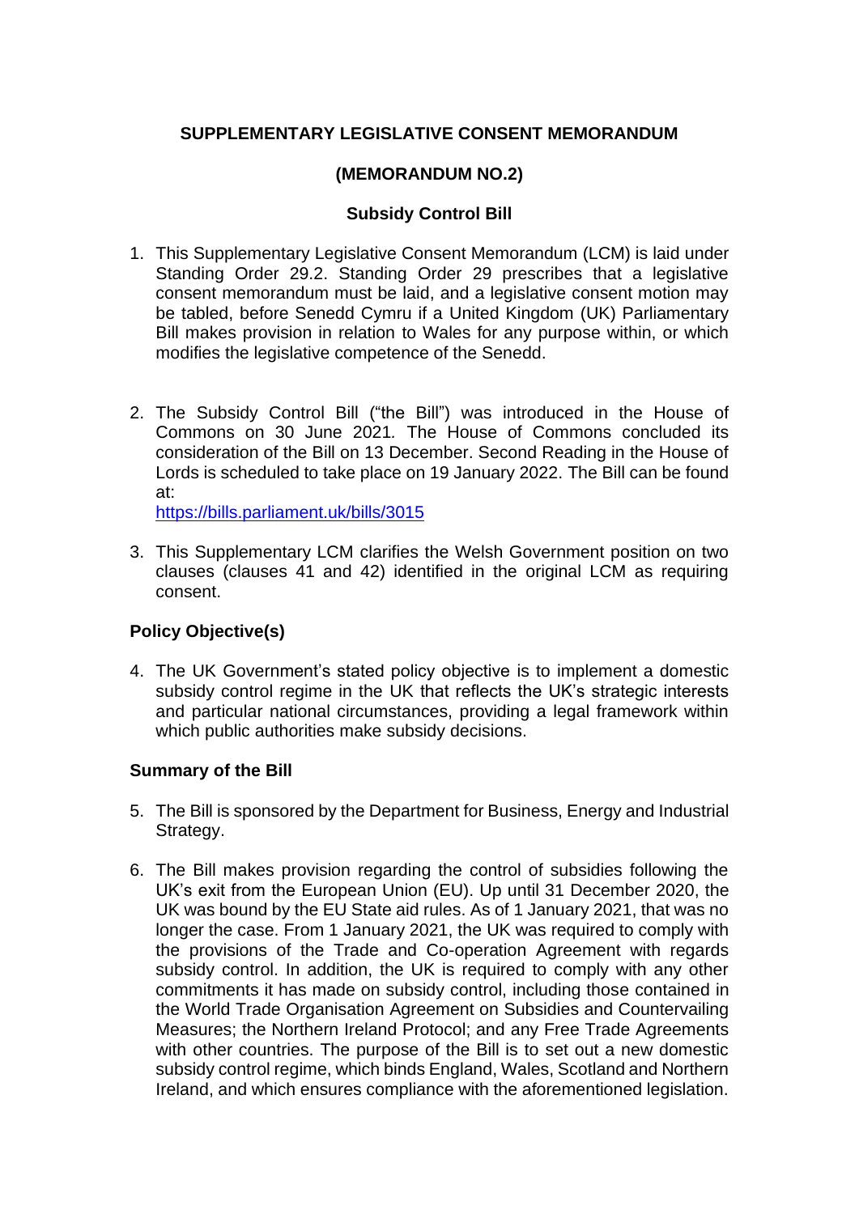**SUPPLEMENTARY LEGISLATIVE CONSENT MEMORANDUM**

**(MEMORANDUM NO.2)**

**Subsidy Control Bill**

1. This Supplementary Legislative Consent Memorandum (LCM) is laid under Standing Order 29.2. Standing Order 29 prescribes that a legislative consent memorandum must be laid, and a legislative consent motion may be tabled, before Senedd Cymru if a United Kingdom (UK) Parliamentary Bill makes provision in relation to Wales for any purpose within, or which modifies the legislative competence of the Senedd.

2. The Subsidy Control Bill ("the Bill") was introduced in the House of Commons on 30 June 2021*.* The House of Commons concluded its consideration of the Bill on 13 December. Second Reading in the House of Lords is scheduled to take place on 19 January 2022. The Bill can be found at:
https://bills.parliament.uk/bills/3015

3. This Supplementary LCM clarifies the Welsh Government position on two clauses (clauses 41 and 42) identified in the original LCM as requiring consent.

## Policy Objective(s)

4. The UK Government's stated policy objective is to implement a domestic subsidy control regime in the UK that reflects the UK's strategic interests and particular national circumstances, providing a legal framework within which public authorities make subsidy decisions.

## Summary of the Bill

5. The Bill is sponsored by the Department for Business, Energy and Industrial Strategy.

6. The Bill makes provision regarding the control of subsidies following the UK's exit from the European Union (EU). Up until 31 December 2020, the UK was bound by the EU State aid rules. As of 1 January 2021, that was no longer the case. From 1 January 2021, the UK was required to comply with the provisions of the Trade and Co-operation Agreement with regards subsidy control. In addition, the UK is required to comply with any other commitments it has made on subsidy control, including those contained in the World Trade Organisation Agreement on Subsidies and Countervailing Measures; the Northern Ireland Protocol; and any Free Trade Agreements with other countries. The purpose of the Bill is to set out a new domestic subsidy control regime, which binds England, Wales, Scotland and Northern Ireland, and which ensures compliance with the aforementioned legislation.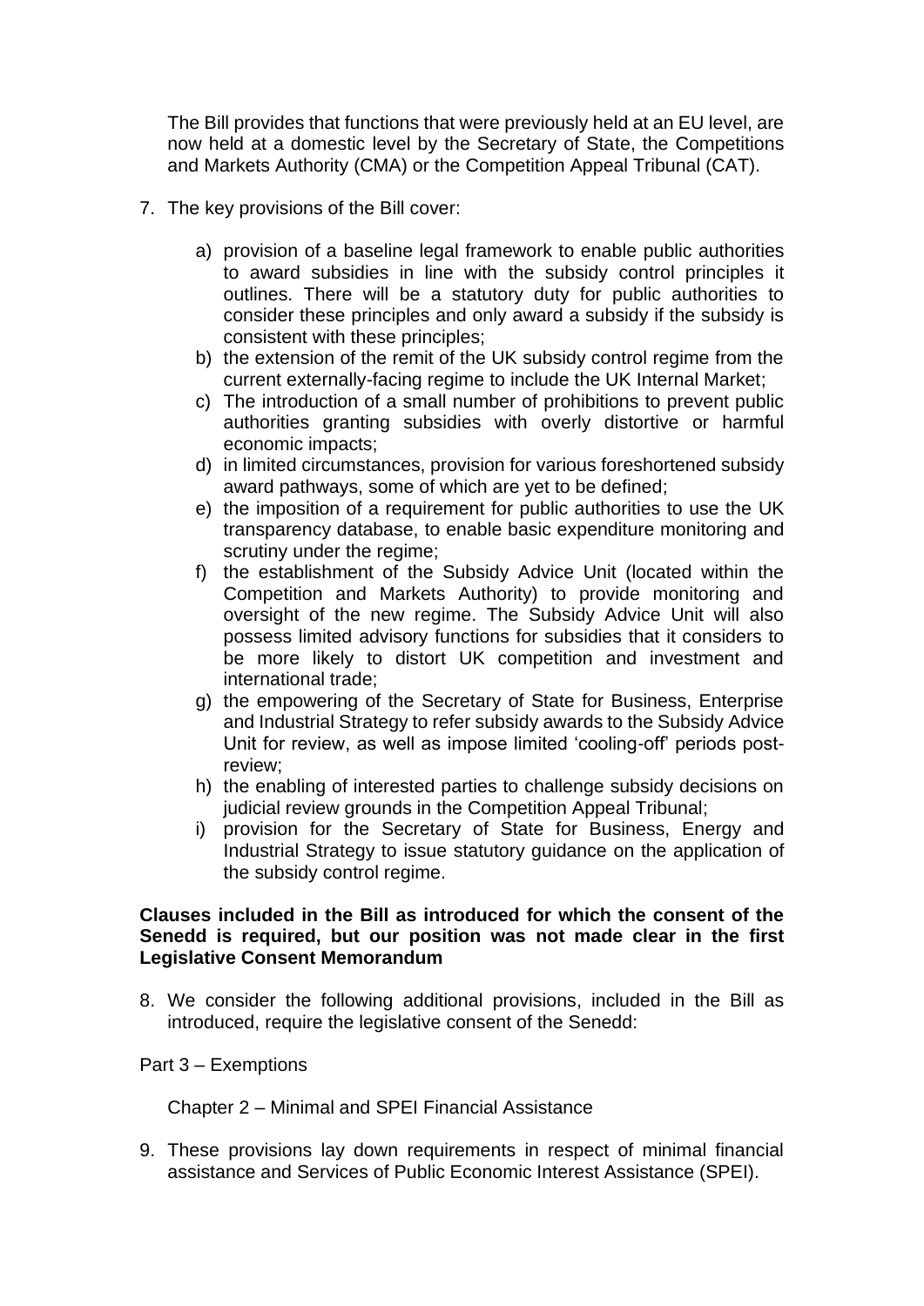The Bill provides that functions that were previously held at an EU level, are now held at a domestic level by the Secretary of State, the Competitions and Markets Authority (CMA) or the Competition Appeal Tribunal (CAT).

7. The key provisions of the Bill cover:

   a) provision of a baseline legal framework to enable public authorities to award subsidies in line with the subsidy control principles it outlines. There will be a statutory duty for public authorities to consider these principles and only award a subsidy if the subsidy is consistent with these principles;
   b) the extension of the remit of the UK subsidy control regime from the current externally-facing regime to include the UK Internal Market;
   c) The introduction of a small number of prohibitions to prevent public authorities granting subsidies with overly distortive or harmful economic impacts;
   d) in limited circumstances, provision for various foreshortened subsidy award pathways, some of which are yet to be defined;
   e) the imposition of a requirement for public authorities to use the UK transparency database, to enable basic expenditure monitoring and scrutiny under the regime;
   f) the establishment of the Subsidy Advice Unit (located within the Competition and Markets Authority) to provide monitoring and oversight of the new regime. The Subsidy Advice Unit will also possess limited advisory functions for subsidies that it considers to be more likely to distort UK competition and investment and international trade;
   g) the empowering of the Secretary of State for Business, Enterprise and Industrial Strategy to refer subsidy awards to the Subsidy Advice Unit for review, as well as impose limited 'cooling-off' periods post-review;
   h) the enabling of interested parties to challenge subsidy decisions on judicial review grounds in the Competition Appeal Tribunal;
   i) provision for the Secretary of State for Business, Energy and Industrial Strategy to issue statutory guidance on the application of the subsidy control regime.

**Clauses included in the Bill as introduced for which the consent of the Senedd is required, but our position was not made clear in the first Legislative Consent Memorandum**

8. We consider the following additional provisions, included in the Bill as introduced, require the legislative consent of the Senedd:

Part 3 – Exemptions

Chapter 2 – Minimal and SPEI Financial Assistance

9. These provisions lay down requirements in respect of minimal financial assistance and Services of Public Economic Interest Assistance (SPEI).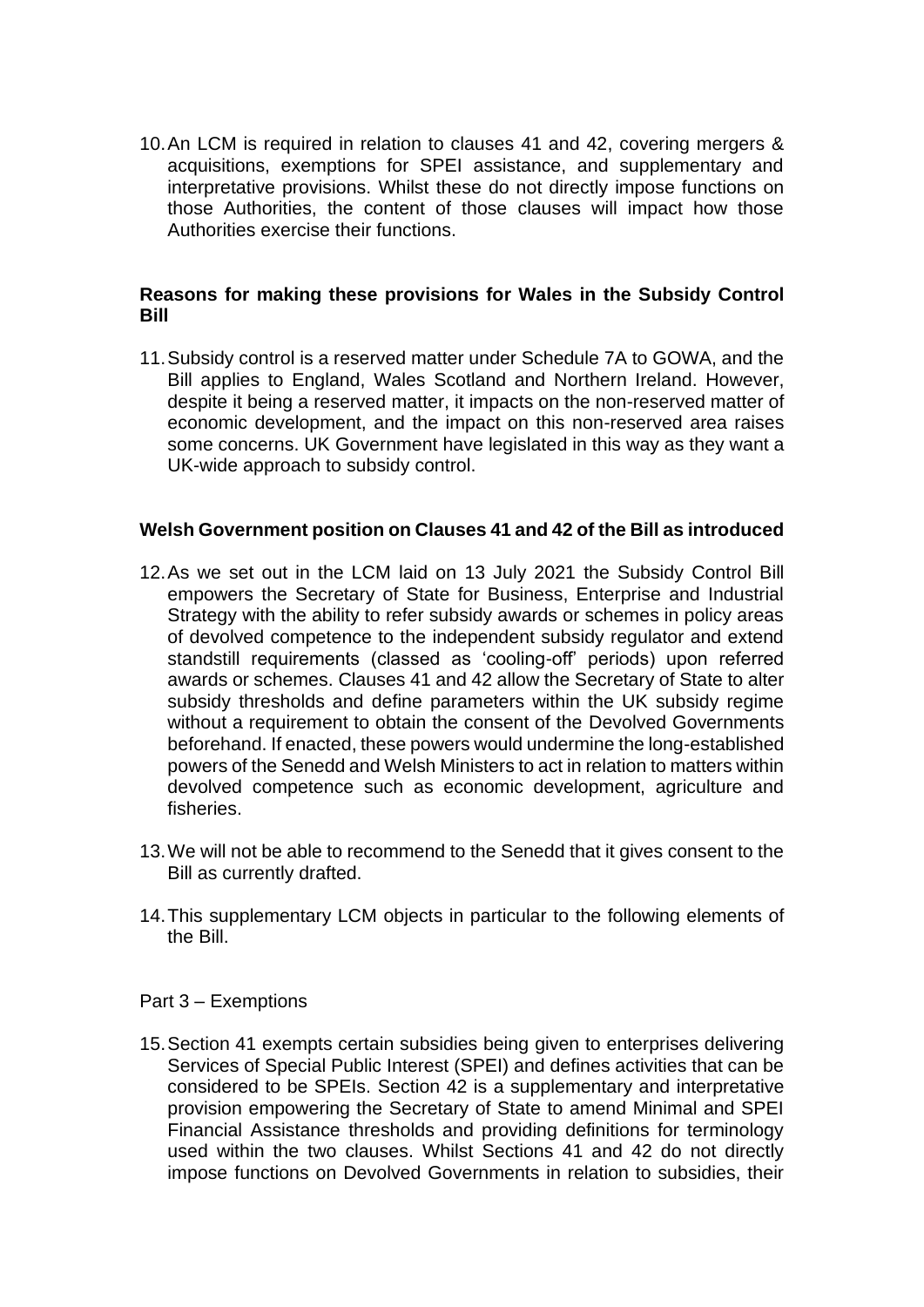10. An LCM is required in relation to clauses 41 and 42, covering mergers & acquisitions, exemptions for SPEI assistance, and supplementary and interpretative provisions. Whilst these do not directly impose functions on those Authorities, the content of those clauses will impact how those Authorities exercise their functions.

**Reasons for making these provisions for Wales in the Subsidy Control Bill**

11. Subsidy control is a reserved matter under Schedule 7A to GOWA, and the Bill applies to England, Wales Scotland and Northern Ireland. However, despite it being a reserved matter, it impacts on the non-reserved matter of economic development, and the impact on this non-reserved area raises some concerns. UK Government have legislated in this way as they want a UK-wide approach to subsidy control.

**Welsh Government position on Clauses 41 and 42 of the Bill as introduced**

12. As we set out in the LCM laid on 13 July 2021 the Subsidy Control Bill empowers the Secretary of State for Business, Enterprise and Industrial Strategy with the ability to refer subsidy awards or schemes in policy areas of devolved competence to the independent subsidy regulator and extend standstill requirements (classed as 'cooling-off' periods) upon referred awards or schemes. Clauses 41 and 42 allow the Secretary of State to alter subsidy thresholds and define parameters within the UK subsidy regime without a requirement to obtain the consent of the Devolved Governments beforehand. If enacted, these powers would undermine the long-established powers of the Senedd and Welsh Ministers to act in relation to matters within devolved competence such as economic development, agriculture and fisheries.

13. We will not be able to recommend to the Senedd that it gives consent to the Bill as currently drafted.

14. This supplementary LCM objects in particular to the following elements of the Bill.

Part 3 – Exemptions

15. Section 41 exempts certain subsidies being given to enterprises delivering Services of Special Public Interest (SPEI) and defines activities that can be considered to be SPEIs. Section 42 is a supplementary and interpretative provision empowering the Secretary of State to amend Minimal and SPEI Financial Assistance thresholds and providing definitions for terminology used within the two clauses. Whilst Sections 41 and 42 do not directly impose functions on Devolved Governments in relation to subsidies, their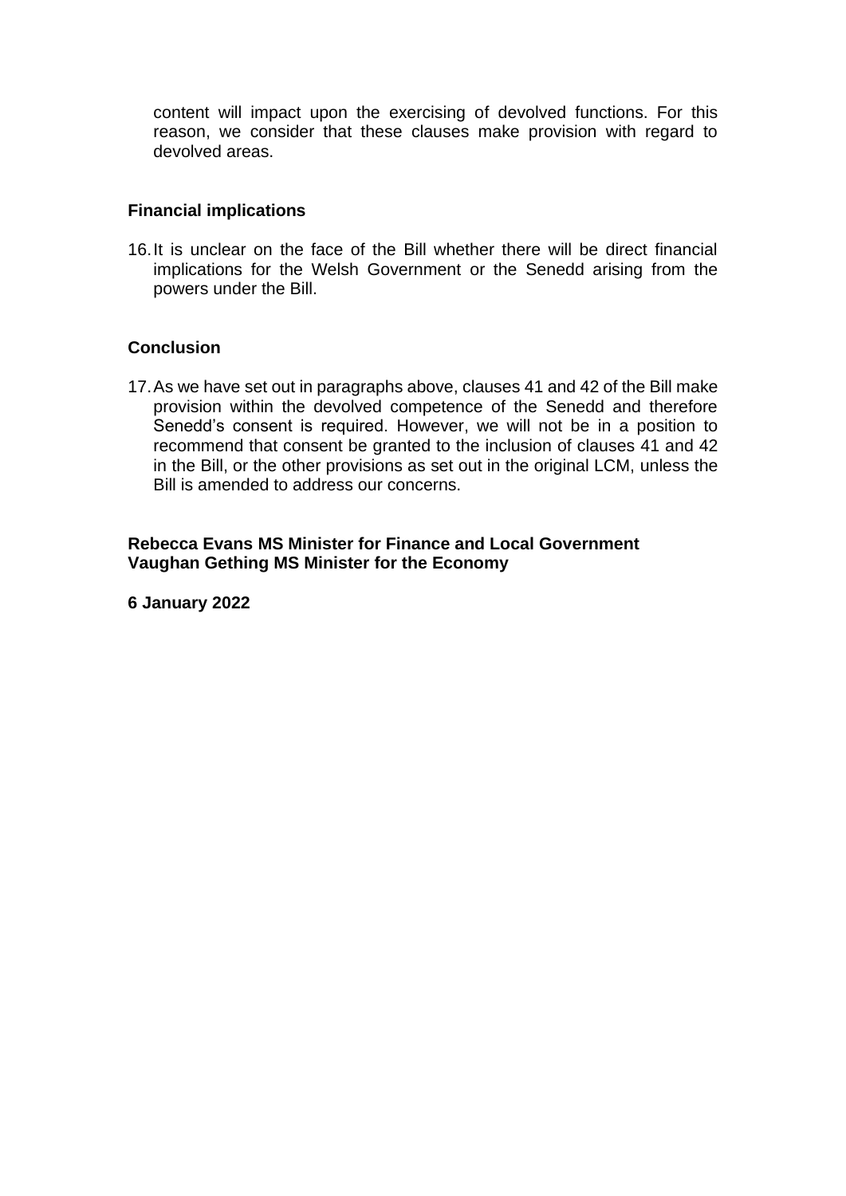content will impact upon the exercising of devolved functions. For this reason, we consider that these clauses make provision with regard to devolved areas.

## Financial implications

16. It is unclear on the face of the Bill whether there will be direct financial implications for the Welsh Government or the Senedd arising from the powers under the Bill.

## Conclusion

17. As we have set out in paragraphs above, clauses 41 and 42 of the Bill make provision within the devolved competence of the Senedd and therefore Senedd's consent is required. However, we will not be in a position to recommend that consent be granted to the inclusion of clauses 41 and 42 in the Bill, or the other provisions as set out in the original LCM, unless the Bill is amended to address our concerns.

**Rebecca Evans MS Minister for Finance and Local Government**
**Vaughan Gething MS Minister for the Economy**

**6 January 2022**